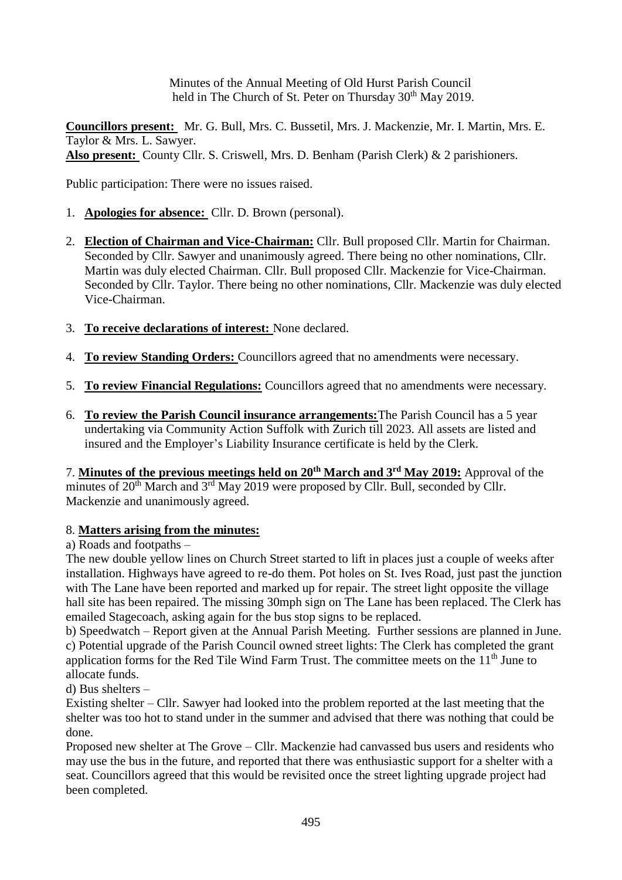Minutes of the Annual Meeting of Old Hurst Parish Council
held in The Church of St. Peter on Thursday 30th May 2019.

**Councillors present:** Mr. G. Bull, Mrs. C. Bussetil, Mrs. J. Mackenzie, Mr. I. Martin, Mrs. E. Taylor & Mrs. L. Sawyer.
**Also present:** County Cllr. S. Criswell, Mrs. D. Benham (Parish Clerk) & 2 parishioners.

Public participation: There were no issues raised.

1. **Apologies for absence:** Cllr. D. Brown (personal).
2. **Election of Chairman and Vice-Chairman:** Cllr. Bull proposed Cllr. Martin for Chairman. Seconded by Cllr. Sawyer and unanimously agreed. There being no other nominations, Cllr. Martin was duly elected Chairman. Cllr. Bull proposed Cllr. Mackenzie for Vice-Chairman. Seconded by Cllr. Taylor. There being no other nominations, Cllr. Mackenzie was duly elected Vice-Chairman.
3. **To receive declarations of interest:** None declared.
4. **To review Standing Orders:** Councillors agreed that no amendments were necessary.
5. **To review Financial Regulations:** Councillors agreed that no amendments were necessary.
6. **To review the Parish Council insurance arrangements:** The Parish Council has a 5 year undertaking via Community Action Suffolk with Zurich till 2023. All assets are listed and insured and the Employer's Liability Insurance certificate is held by the Clerk.

7. **Minutes of the previous meetings held on 20th March and 3rd May 2019:** Approval of the minutes of 20th March and 3rd May 2019 were proposed by Cllr. Bull, seconded by Cllr. Mackenzie and unanimously agreed.

8. **Matters arising from the minutes:**

a) Roads and footpaths –
The new double yellow lines on Church Street started to lift in places just a couple of weeks after installation. Highways have agreed to re-do them. Pot holes on St. Ives Road, just past the junction with The Lane have been reported and marked up for repair. The street light opposite the village hall site has been repaired. The missing 30mph sign on The Lane has been replaced. The Clerk has emailed Stagecoach, asking again for the bus stop signs to be replaced.

b) Speedwatch – Report given at the Annual Parish Meeting. Further sessions are planned in June.

c) Potential upgrade of the Parish Council owned street lights: The Clerk has completed the grant application forms for the Red Tile Wind Farm Trust. The committee meets on the 11th June to allocate funds.

d) Bus shelters –
Existing shelter – Cllr. Sawyer had looked into the problem reported at the last meeting that the shelter was too hot to stand under in the summer and advised that there was nothing that could be done.
Proposed new shelter at The Grove – Cllr. Mackenzie had canvassed bus users and residents who may use the bus in the future, and reported that there was enthusiastic support for a shelter with a seat. Councillors agreed that this would be revisited once the street lighting upgrade project had been completed.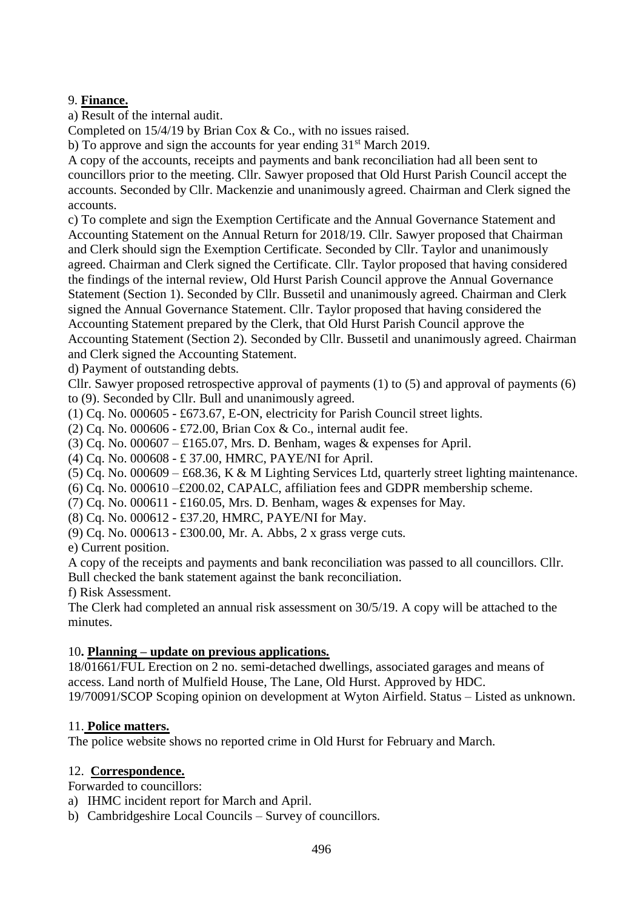9. **Finance.**

a) Result of the internal audit.

Completed on 15/4/19 by Brian Cox & Co., with no issues raised.

b) To approve and sign the accounts for year ending 31st March 2019.

A copy of the accounts, receipts and payments and bank reconciliation had all been sent to councillors prior to the meeting. Cllr. Sawyer proposed that Old Hurst Parish Council accept the accounts. Seconded by Cllr. Mackenzie and unanimously agreed. Chairman and Clerk signed the accounts.

c) To complete and sign the Exemption Certificate and the Annual Governance Statement and Accounting Statement on the Annual Return for 2018/19. Cllr. Sawyer proposed that Chairman and Clerk should sign the Exemption Certificate. Seconded by Cllr. Taylor and unanimously agreed. Chairman and Clerk signed the Certificate. Cllr. Taylor proposed that having considered the findings of the internal review, Old Hurst Parish Council approve the Annual Governance Statement (Section 1). Seconded by Cllr. Bussetil and unanimously agreed. Chairman and Clerk signed the Annual Governance Statement. Cllr. Taylor proposed that having considered the Accounting Statement prepared by the Clerk, that Old Hurst Parish Council approve the Accounting Statement (Section 2). Seconded by Cllr. Bussetil and unanimously agreed. Chairman and Clerk signed the Accounting Statement.

d) Payment of outstanding debts.

Cllr. Sawyer proposed retrospective approval of payments (1) to (5) and approval of payments (6) to (9). Seconded by Cllr. Bull and unanimously agreed.

(1) Cq. No. 000605 - £673.67, E-ON, electricity for Parish Council street lights.
(2) Cq. No. 000606 - £72.00, Brian Cox & Co., internal audit fee.
(3) Cq. No. 000607 – £165.07, Mrs. D. Benham, wages & expenses for April.
(4) Cq. No. 000608 - £ 37.00, HMRC, PAYE/NI for April.
(5) Cq. No. 000609 – £68.36, K & M Lighting Services Ltd, quarterly street lighting maintenance.
(6) Cq. No. 000610 –£200.02, CAPALC, affiliation fees and GDPR membership scheme.
(7) Cq. No. 000611 - £160.05, Mrs. D. Benham, wages & expenses for May.
(8) Cq. No. 000612 - £37.20, HMRC, PAYE/NI for May.
(9) Cq. No. 000613 - £300.00, Mr. A. Abbs, 2 x grass verge cuts.

e) Current position.

A copy of the receipts and payments and bank reconciliation was passed to all councillors. Cllr. Bull checked the bank statement against the bank reconciliation.

f) Risk Assessment.

The Clerk had completed an annual risk assessment on 30/5/19. A copy will be attached to the minutes.

10**. Planning – update on previous applications.**

18/01661/FUL Erection on 2 no. semi-detached dwellings, associated garages and means of access. Land north of Mulfield House, The Lane, Old Hurst. Approved by HDC.
19/70091/SCOP Scoping opinion on development at Wyton Airfield. Status – Listed as unknown.

11. **Police matters.**

The police website shows no reported crime in Old Hurst for February and March.

12. **Correspondence.**

Forwarded to councillors:

a) IHMC incident report for March and April.
b) Cambridgeshire Local Councils – Survey of councillors.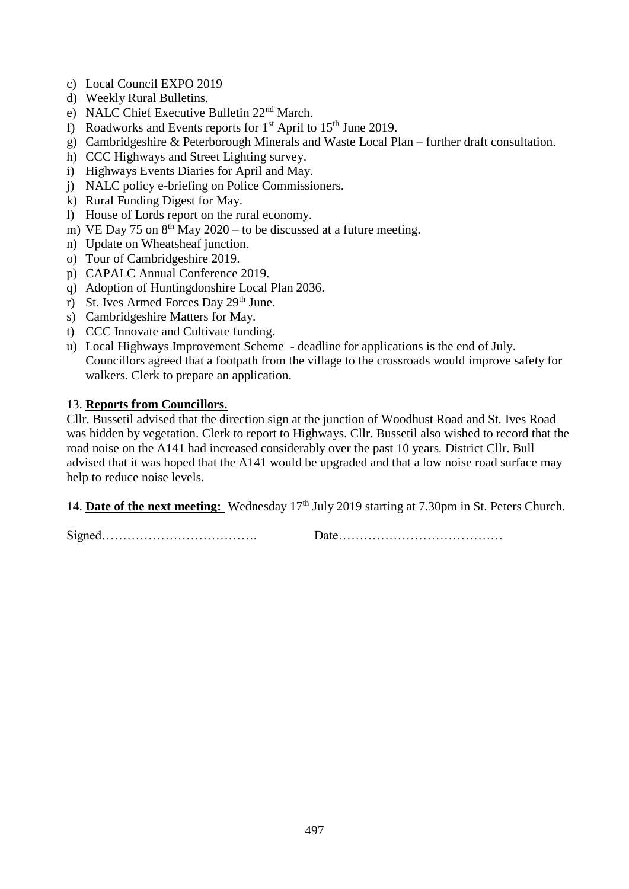c) Local Council EXPO 2019
d) Weekly Rural Bulletins.
e) NALC Chief Executive Bulletin 22nd March.
f) Roadworks and Events reports for 1st April to 15th June 2019.
g) Cambridgeshire & Peterborough Minerals and Waste Local Plan – further draft consultation.
h) CCC Highways and Street Lighting survey.
i) Highways Events Diaries for April and May.
j) NALC policy e-briefing on Police Commissioners.
k) Rural Funding Digest for May.
l) House of Lords report on the rural economy.
m) VE Day 75 on 8th May 2020 – to be discussed at a future meeting.
n) Update on Wheatsheaf junction.
o) Tour of Cambridgeshire 2019.
p) CAPALC Annual Conference 2019.
q) Adoption of Huntingdonshire Local Plan 2036.
r) St. Ives Armed Forces Day 29th June.
s) Cambridgeshire Matters for May.
t) CCC Innovate and Cultivate funding.
u) Local Highways Improvement Scheme - deadline for applications is the end of July. Councillors agreed that a footpath from the village to the crossroads would improve safety for walkers. Clerk to prepare an application.

13. **Reports from Councillors.**

Cllr. Bussetil advised that the direction sign at the junction of Woodhust Road and St. Ives Road was hidden by vegetation. Clerk to report to Highways. Cllr. Bussetil also wished to record that the road noise on the A141 had increased considerably over the past 10 years. District Cllr. Bull advised that it was hoped that the A141 would be upgraded and that a low noise road surface may help to reduce noise levels.

14. **Date of the next meeting:** Wednesday 17th July 2019 starting at 7.30pm in St. Peters Church.

Signed………………………………. Date…………………………………